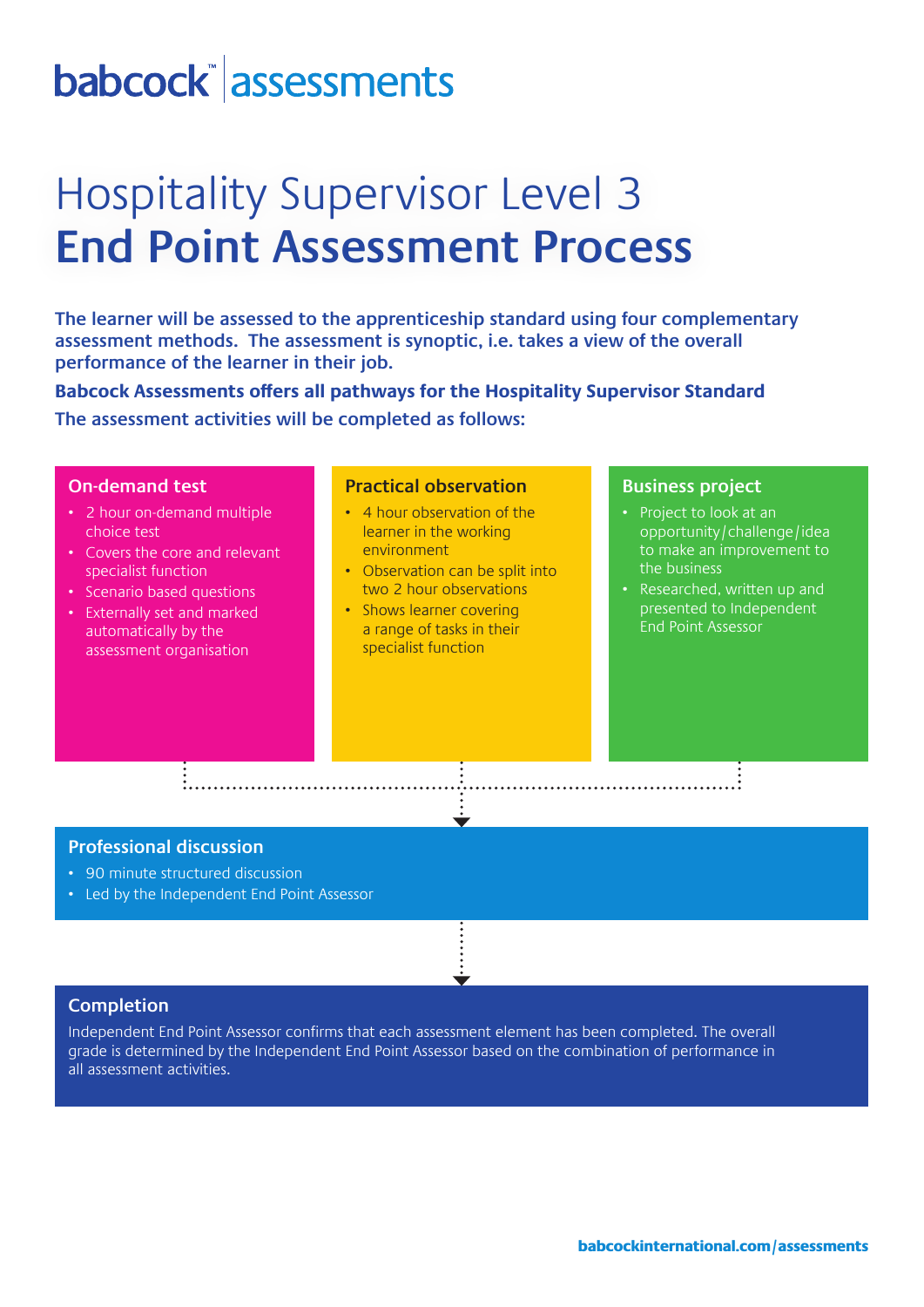babcock™ assessments

# Hospitality Supervisor Level 3
# **End Point Assessment Process**

**The learner will be assessed to the apprenticeship standard using four complementary assessment methods. The assessment is synoptic, i.e. takes a view of the overall performance of the learner in their job.**

**Babcock Assessments offers all pathways for the Hospitality Supervisor Standard**

**The assessment activities will be completed as follows:**

## On-demand test

- 2 hour on-demand multiple choice test
- Covers the core and relevant specialist function
- Scenario based questions
- Externally set and marked automatically by the assessment organisation

## Practical observation

- 4 hour observation of the learner in the working environment
- Observation can be split into two 2 hour observations
- Shows learner covering a range of tasks in their specialist function

## Business project

- Project to look at an opportunity/challenge/idea to make an improvement to the business
- Researched, written up and presented to Independent End Point Assessor

## Professional discussion

- 90 minute structured discussion
- Led by the Independent End Point Assessor

## Completion

Independent End Point Assessor confirms that each assessment element has been completed. The overall grade is determined by the Independent End Point Assessor based on the combination of performance in all assessment activities.

babcockinternational.com/assessments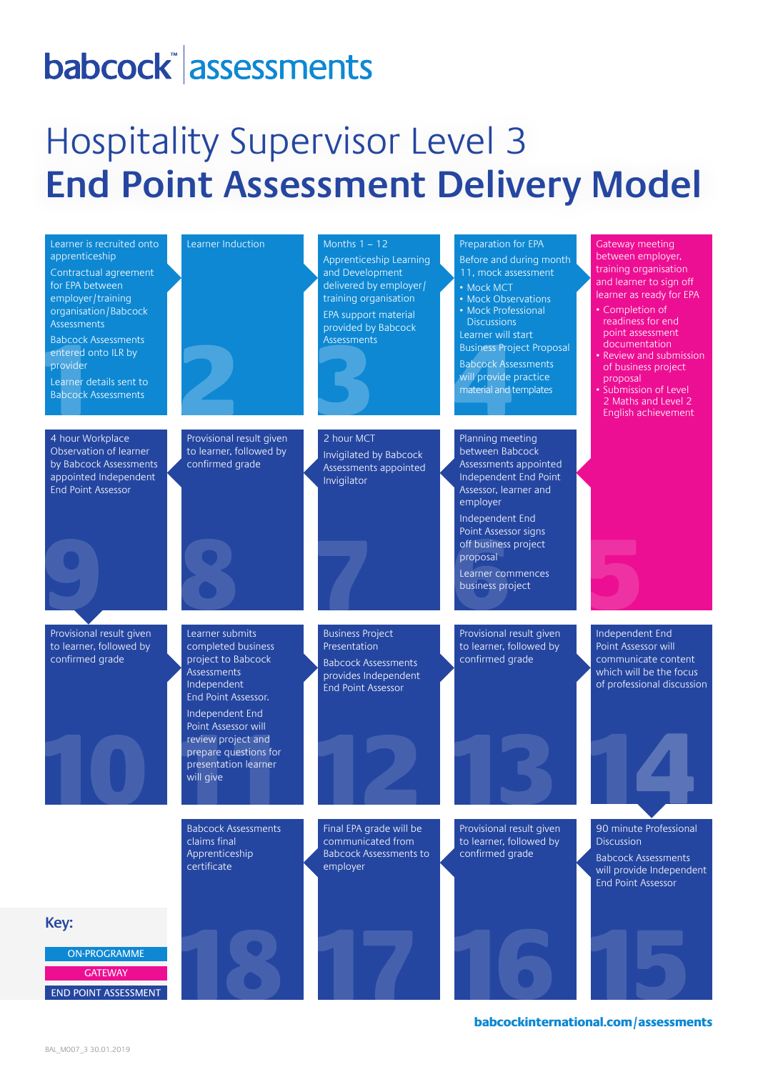babcock™ assessments

# Hospitality Supervisor Level 3
# **End Point Assessment Delivery Model**

**1**

Learner is recruited onto apprenticeship

Contractual agreement for EPA between employer/training organisation/Babcock Assessments

Babcock Assessments entered onto ILR by provider

Learner details sent to Babcock Assessments

**2**

Learner Induction

**3**

Months 1 – 12

Apprenticeship Learning and Development delivered by employer/training organisation

EPA support material provided by Babcock Assessments

**4**

Preparation for EPA

Before and during month 11, mock assessment

- Mock MCT
- Mock Observations
- Mock Professional Discussions

Learner will start Business Project Proposal

Babcock Assessments will provide practice material and templates

**5**

Gateway meeting between employer, training organisation and learner to sign off learner as ready for EPA

- Completion of readiness for end point assessment documentation
- Review and submission of business project proposal
- Submission of Level 2 Maths and Level 2 English achievement

**6**

Planning meeting between Babcock Assessments appointed Independent End Point Assessor, learner and employer

Independent End Point Assessor signs off business project proposal

Learner commences business project

**7**

2 hour MCT

Invigilated by Babcock Assessments appointed Invigilator

**8**

Provisional result given to learner, followed by confirmed grade

**9**

4 hour Workplace Observation of learner by Babcock Assessments appointed Independent End Point Assessor

**10**

Provisional result given to learner, followed by confirmed grade

**11**

Learner submits completed business project to Babcock Assessments Independent End Point Assessor.

Independent End Point Assessor will review project and prepare questions for presentation learner will give

**12**

Business Project Presentation

Babcock Assessments provides Independent End Point Assessor

**13**

Provisional result given to learner, followed by confirmed grade

**14**

Independent End Point Assessor will communicate content which will be the focus of professional discussion

**15**

90 minute Professional Discussion

Babcock Assessments will provide Independent End Point Assessor

**16**

Provisional result given to learner, followed by confirmed grade

**17**

Final EPA grade will be communicated from Babcock Assessments to employer

**18**

Babcock Assessments claims final Apprenticeship certificate

**Key:**

- ON-PROGRAMME
- GATEWAY
- END POINT ASSESSMENT

babcockinternational.com/assessments

BAL_M007_3 30.01.2019